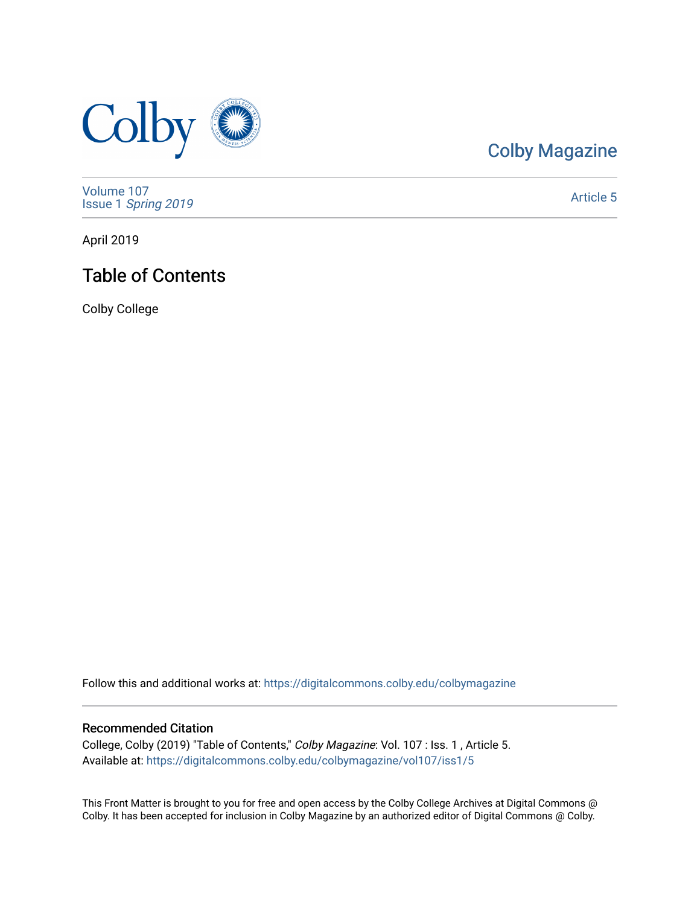Colby Magazine

Volume 107
Issue 1 *Spring 2019*

Article 5

April 2019

# Table of Contents

Colby College

Follow this and additional works at: https://digitalcommons.colby.edu/colbymagazine

## Recommended Citation

College, Colby (2019) "Table of Contents," *Colby Magazine*: Vol. 107 : Iss. 1 , Article 5.
Available at: https://digitalcommons.colby.edu/colbymagazine/vol107/iss1/5

This Front Matter is brought to you for free and open access by the Colby College Archives at Digital Commons @ Colby. It has been accepted for inclusion in Colby Magazine by an authorized editor of Digital Commons @ Colby.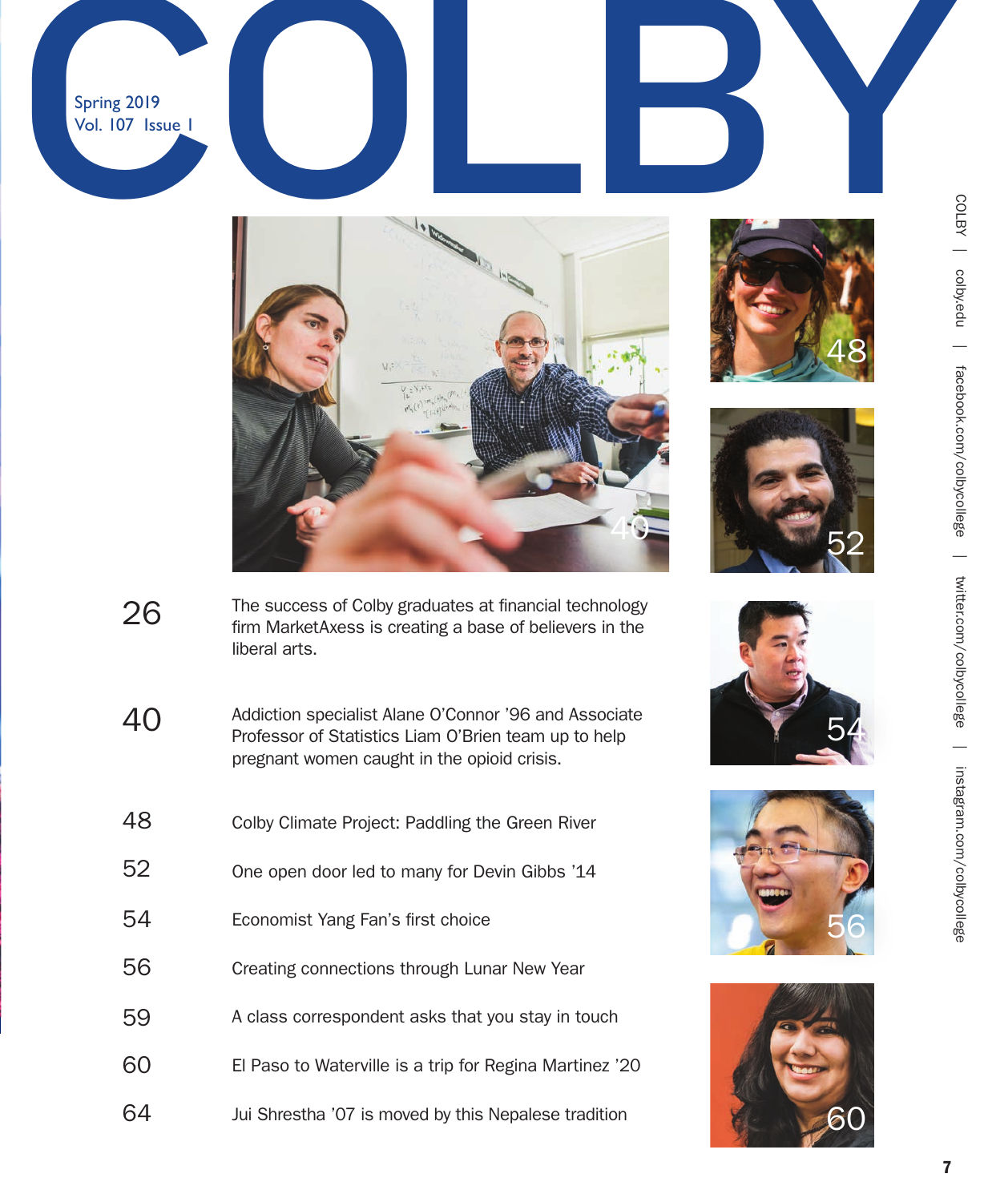# COLBY

Spring 2019
Vol. 107 Issue 1

26 — The success of Colby graduates at financial technology firm MarketAxess is creating a base of believers in the liberal arts.

40 — Addiction specialist Alane O'Connor '96 and Associate Professor of Statistics Liam O'Brien team up to help pregnant women caught in the opioid crisis.

48 — Colby Climate Project: Paddling the Green River

52 — One open door led to many for Devin Gibbs '14

54 — Economist Yang Fan's first choice

56 — Creating connections through Lunar New Year

59 — A class correspondent asks that you stay in touch

60 — El Paso to Waterville is a trip for Regina Martinez '20

64 — Jui Shrestha '07 is moved by this Nepalese tradition

COLBY | colby.edu | facebook.com/colbycollege | twitter.com/colbycollege | instagram.com/colbycollege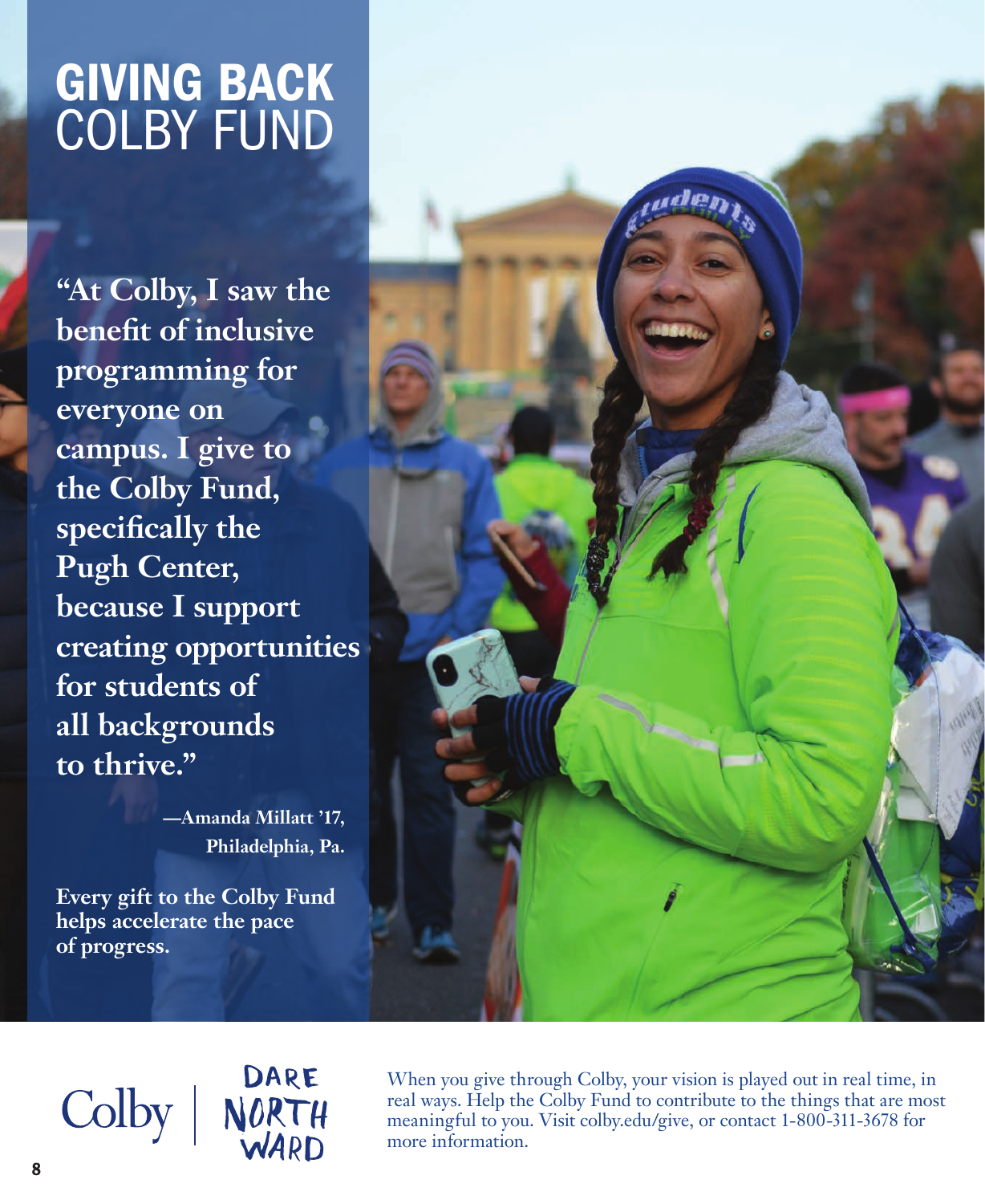# GIVING BACK
## COLBY FUND

**"At Colby, I saw the benefit of inclusive programming for everyone on campus. I give to the Colby Fund, specifically the Pugh Center, because I support creating opportunities for students of all backgrounds to thrive."**

**—Amanda Millatt '17, Philadelphia, Pa.**

**Every gift to the Colby Fund helps accelerate the pace of progress.**

Colby | DARE NORTHWARD

When you give through Colby, your vision is played out in real time, in real ways. Help the Colby Fund to contribute to the things that are most meaningful to you. Visit colby.edu/give, or contact 1-800-311-3678 for more information.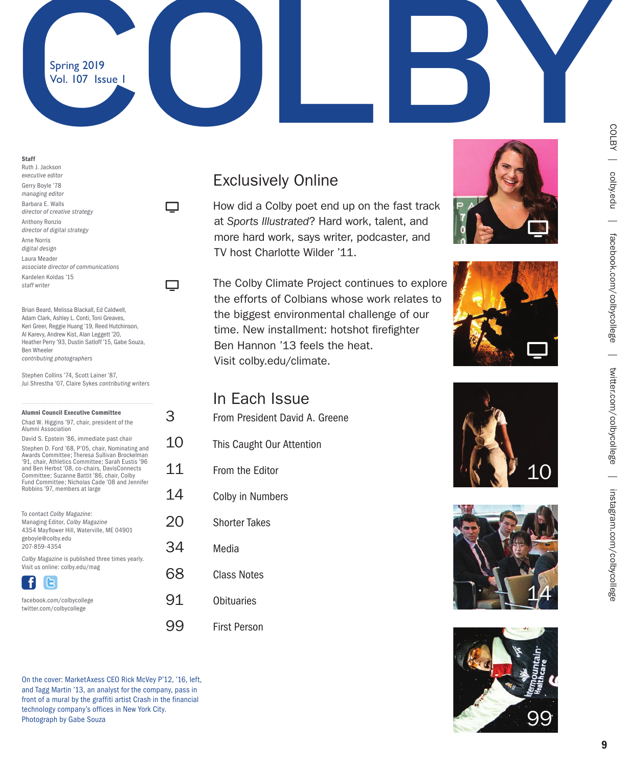# COLBY

Spring 2019
Vol. 107 Issue 1

**Staff**

Ruth J. Jackson
*executive editor*

Gerry Boyle '78
*managing editor*

Barbara E. Walls
*director of creative strategy*

Anthony Ronzio
*director of digital strategy*

Arne Norris
*digital design*

Laura Meader
*associate director of communications*

Kardelen Koldas '15
*staff writer*

Brian Beard, Melissa Blackall, Ed Caldwell, Adam Clark, Ashley L. Conti, Toni Greaves, Keri Greer, Reggie Huang '19, Reed Hutchinson, Al Karevy, Andrew Kist, Alan Leggett '20, Heather Perry '93, Dustin Satloff '15, Gabe Souza, Ben Wheeler
*contributing photographers*

Stephen Collins '74, Scott Lainer '87, Jui Shrestha '07, Claire Sykes *contributing writers*

**Alumni Council Executive Committee**

Chad W. Higgins '97, chair, president of the Alumni Association

David S. Epstein '86, immediate past chair

Stephen D. Ford '68, P'05, chair, Nominating and Awards Committee; Theresa Sullivan Brockelman '91, chair, Athletics Committee; Sarah Eustis '96 and Ben Herbst '08, co-chairs, DavisConnects Committee; Suzanne Battit '86, chair, Colby Fund Committee; Nicholas Cade '08 and Jennifer Robbins '97, members at large

To contact *Colby Magazine*:
Managing Editor, *Colby Magazine*
4354 Mayflower Hill, Waterville, ME 04901
geboyle@colby.edu
207-859-4354

*Colby Magazine* is published three times yearly.
Visit us online: colby.edu/mag

facebook.com/colbycollege
twitter.com/colbycollege

## Exclusively Online

How did a Colby poet end up on the fast track at *Sports Illustrated*? Hard work, talent, and more hard work, says writer, podcaster, and TV host Charlotte Wilder '11.

The Colby Climate Project continues to explore the efforts of Colbians whose work relates to the biggest environmental challenge of our time. New installment: hotshot firefighter Ben Hannon '13 feels the heat. Visit colby.edu/climate.

## In Each Issue

3 From President David A. Greene

10 This Caught Our Attention

11 From the Editor

14 Colby in Numbers

20 Shorter Takes

34 Media

68 Class Notes

91 Obituaries

99 First Person

On the cover: MarketAxess CEO Rick McVey P'12, '16, left, and Tagg Martin '13, an analyst for the company, pass in front of a mural by the graffiti artist Crash in the financial technology company's offices in New York City. Photograph by Gabe Souza

COLBY | colby.edu | facebook.com/colbycollege | twitter.com/colbycollege | instagram.com/colbycollege